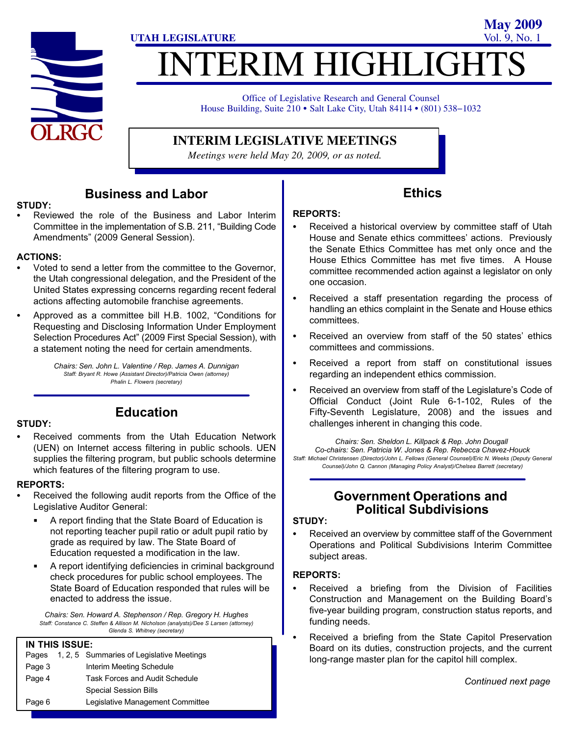UTAH LEGISLATURE

**May 2009**
Vol. 9, No. 1

# INTERIM HIGHLIGHTS

Office of Legislative Research and General Counsel
House Building, Suite 210 • Salt Lake City, Utah 84114 • (801) 538−1032

## INTERIM LEGISLATIVE MEETINGS

*Meetings were held May 20, 2009, or as noted.*

## Business and Labor

**STUDY:**

- Reviewed the role of the Business and Labor Interim Committee in the implementation of S.B. 211, "Building Code Amendments" (2009 General Session).

**ACTIONS:**

- Voted to send a letter from the committee to the Governor, the Utah congressional delegation, and the President of the United States expressing concerns regarding recent federal actions affecting automobile franchise agreements.
- Approved as a committee bill H.B. 1002, "Conditions for Requesting and Disclosing Information Under Employment Selection Procedures Act" (2009 First Special Session), with a statement noting the need for certain amendments.

*Chairs: Sen. John L. Valentine / Rep. James A. Dunnigan*
*Staff: Bryant R. Howe (Assistant Director)/Patricia Owen (attorney)*
*Phalin L. Flowers (secretary)*

## Education

**STUDY:**

- Received comments from the Utah Education Network (UEN) on Internet access filtering in public schools. UEN supplies the filtering program, but public schools determine which features of the filtering program to use.

**REPORTS:**

- Received the following audit reports from the Office of the Legislative Auditor General:
  - A report finding that the State Board of Education is not reporting teacher pupil ratio or adult pupil ratio by grade as required by law. The State Board of Education requested a modification in the law.
  - A report identifying deficiencies in criminal background check procedures for public school employees. The State Board of Education responded that rules will be enacted to address the issue.

*Chairs: Sen. Howard A. Stephenson / Rep. Gregory H. Hughes*
*Staff: Constance C. Steffen & Allison M. Nicholson (analysts)/Dee S Larsen (attorney)*
*Glenda S. Whitney (secretary)*

**IN THIS ISSUE:**

| | |
|---|---|
| Pages 1, 2, 5 | Summaries of Legislative Meetings |
| Page 3 | Interim Meeting Schedule |
| Page 4 | Task Forces and Audit Schedule |
| | Special Session Bills |
| Page 6 | Legislative Management Committee |

## Ethics

**REPORTS:**

- Received a historical overview by committee staff of Utah House and Senate ethics committees' actions. Previously the Senate Ethics Committee has met only once and the House Ethics Committee has met five times. A House committee recommended action against a legislator on only one occasion.
- Received a staff presentation regarding the process of handling an ethics complaint in the Senate and House ethics committees.
- Received an overview from staff of the 50 states' ethics committees and commissions.
- Received a report from staff on constitutional issues regarding an independent ethics commission.
- Received an overview from staff of the Legislature's Code of Official Conduct (Joint Rule 6-1-102, Rules of the Fifty-Seventh Legislature, 2008) and the issues and challenges inherent in changing this code.

*Chairs: Sen. Sheldon L. Killpack & Rep. John Dougall*
*Co-chairs: Sen. Patricia W. Jones & Rep. Rebecca Chavez-Houck*
*Staff: Michael Christensen (Director)/John L. Fellows (General Counsel)/Eric N. Weeks (Deputy General Counsel)/John Q. Cannon (Managing Policy Analyst)/Chelsea Barrett (secretary)*

## Government Operations and Political Subdivisions

**STUDY:**

- Received an overview by committee staff of the Government Operations and Political Subdivisions Interim Committee subject areas.

**REPORTS:**

- Received a briefing from the Division of Facilities Construction and Management on the Building Board's five-year building program, construction status reports, and funding needs.
- Received a briefing from the State Capitol Preservation Board on its duties, construction projects, and the current long-range master plan for the capitol hill complex.

*Continued next page*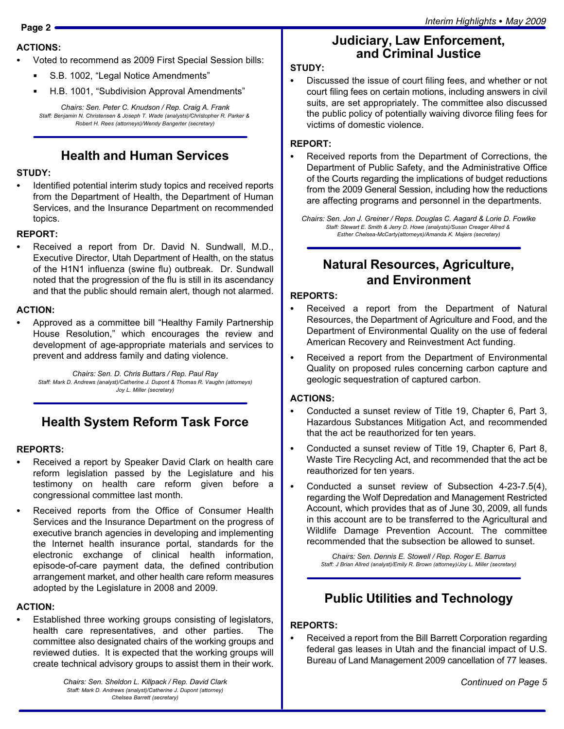**ACTIONS:**

- Voted to recommend as 2009 First Special Session bills:
  - S.B. 1002, "Legal Notice Amendments"
  - H.B. 1001, "Subdivision Approval Amendments"

*Chairs: Sen. Peter C. Knudson / Rep. Craig A. Frank*
*Staff: Benjamin N. Christensen & Joseph T. Wade (analysts)/Christopher R. Parker & Robert H. Rees (attorneys)/Wendy Bangerter (secretary)*

## Health and Human Services

**STUDY:**

- Identified potential interim study topics and received reports from the Department of Health, the Department of Human Services, and the Insurance Department on recommended topics.

**REPORT:**

- Received a report from Dr. David N. Sundwall, M.D., Executive Director, Utah Department of Health, on the status of the H1N1 influenza (swine flu) outbreak. Dr. Sundwall noted that the progression of the flu is still in its ascendancy and that the public should remain alert, though not alarmed.

**ACTION:**

- Approved as a committee bill "Healthy Family Partnership House Resolution," which encourages the review and development of age-appropriate materials and services to prevent and address family and dating violence.

*Chairs: Sen. D. Chris Buttars / Rep. Paul Ray*
*Staff: Mark D. Andrews (analyst)/Catherine J. Dupont & Thomas R. Vaughn (attorneys) Joy L. Miller (secretary)*

## Health System Reform Task Force

**REPORTS:**

- Received a report by Speaker David Clark on health care reform legislation passed by the Legislature and his testimony on health care reform given before a congressional committee last month.
- Received reports from the Office of Consumer Health Services and the Insurance Department on the progress of executive branch agencies in developing and implementing the Internet health insurance portal, standards for the electronic exchange of clinical health information, episode-of-care payment data, the defined contribution arrangement market, and other health care reform measures adopted by the Legislature in 2008 and 2009.

**ACTION:**

- Established three working groups consisting of legislators, health care representatives, and other parties. The committee also designated chairs of the working groups and reviewed duties. It is expected that the working groups will create technical advisory groups to assist them in their work.

*Chairs: Sen. Sheldon L. Killpack / Rep. David Clark*
*Staff: Mark D. Andrews (analyst)/Catherine J. Dupont (attorney) Chelsea Barrett (secretary)*

## Judiciary, Law Enforcement, and Criminal Justice

**STUDY:**

- Discussed the issue of court filing fees, and whether or not court filing fees on certain motions, including answers in civil suits, are set appropriately. The committee also discussed the public policy of potentially waiving divorce filing fees for victims of domestic violence.

**REPORT:**

- Received reports from the Department of Corrections, the Department of Public Safety, and the Administrative Office of the Courts regarding the implications of budget reductions from the 2009 General Session, including how the reductions are affecting programs and personnel in the departments.

*Chairs: Sen. Jon J. Greiner / Reps. Douglas C. Aagard & Lorie D. Fowlke*
*Staff: Stewart E. Smith & Jerry D. Howe (analysts)/Susan Creager Allred & Esther Chelsea-McCarty(attorneys)/Amanda K. Majers (secretary)*

## Natural Resources, Agriculture, and Environment

**REPORTS:**

- Received a report from the Department of Natural Resources, the Department of Agriculture and Food, and the Department of Environmental Quality on the use of federal American Recovery and Reinvestment Act funding.
- Received a report from the Department of Environmental Quality on proposed rules concerning carbon capture and geologic sequestration of captured carbon.

**ACTIONS:**

- Conducted a sunset review of Title 19, Chapter 6, Part 3, Hazardous Substances Mitigation Act, and recommended that the act be reauthorized for ten years.
- Conducted a sunset review of Title 19, Chapter 6, Part 8, Waste Tire Recycling Act, and recommended that the act be reauthorized for ten years.
- Conducted a sunset review of Subsection 4-23-7.5(4), regarding the Wolf Depredation and Management Restricted Account, which provides that as of June 30, 2009, all funds in this account are to be transferred to the Agricultural and Wildlife Damage Prevention Account. The committee recommended that the subsection be allowed to sunset.

*Chairs: Sen. Dennis E. Stowell / Rep. Roger E. Barrus*
*Staff: J Brian Allred (analyst)/Emily R. Brown (attorney)/Joy L. Miller (secretary)*

## Public Utilities and Technology

**REPORTS:**

- Received a report from the Bill Barrett Corporation regarding federal gas leases in Utah and the financial impact of U.S. Bureau of Land Management 2009 cancellation of 77 leases.

*Continued on Page 5*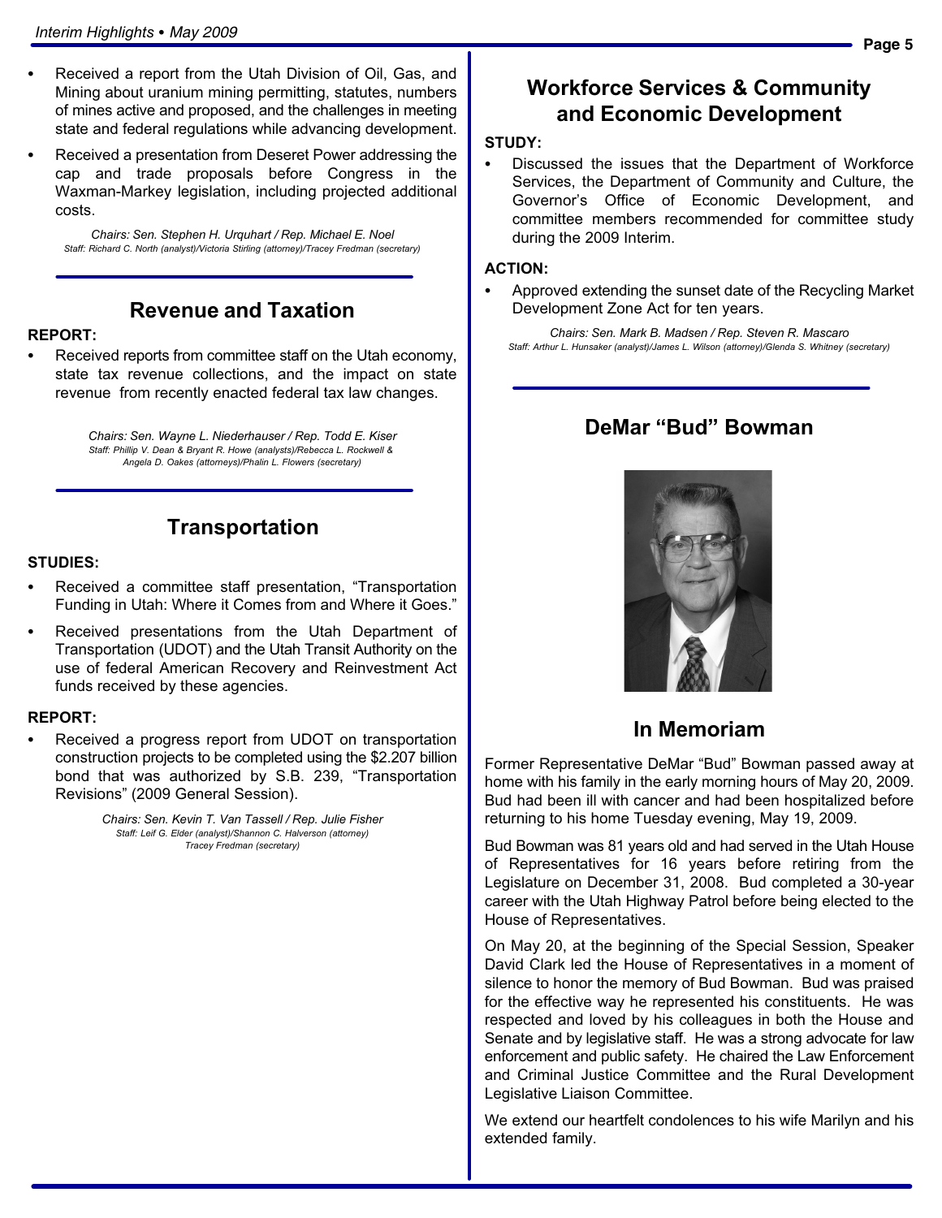- Received a report from the Utah Division of Oil, Gas, and Mining about uranium mining permitting, statutes, numbers of mines active and proposed, and the challenges in meeting state and federal regulations while advancing development.
- Received a presentation from Deseret Power addressing the cap and trade proposals before Congress in the Waxman-Markey legislation, including projected additional costs.

*Chairs: Sen. Stephen H. Urquhart / Rep. Michael E. Noel*
*Staff: Richard C. North (analyst)/Victoria Stirling (attorney)/Tracey Fredman (secretary)*

## Revenue and Taxation

**REPORT:**

- Received reports from committee staff on the Utah economy, state tax revenue collections, and the impact on state revenue from recently enacted federal tax law changes.

*Chairs: Sen. Wayne L. Niederhauser / Rep. Todd E. Kiser*
*Staff: Phillip V. Dean & Bryant R. Howe (analysts)/Rebecca L. Rockwell & Angela D. Oakes (attorneys)/Phalin L. Flowers (secretary)*

## Transportation

**STUDIES:**

- Received a committee staff presentation, "Transportation Funding in Utah: Where it Comes from and Where it Goes."
- Received presentations from the Utah Department of Transportation (UDOT) and the Utah Transit Authority on the use of federal American Recovery and Reinvestment Act funds received by these agencies.

**REPORT:**

- Received a progress report from UDOT on transportation construction projects to be completed using the $2.207 billion bond that was authorized by S.B. 239, "Transportation Revisions" (2009 General Session).

*Chairs: Sen. Kevin T. Van Tassell / Rep. Julie Fisher*
*Staff: Leif G. Elder (analyst)/Shannon C. Halverson (attorney) Tracey Fredman (secretary)*

## Workforce Services & Community and Economic Development

**STUDY:**

- Discussed the issues that the Department of Workforce Services, the Department of Community and Culture, the Governor's Office of Economic Development, and committee members recommended for committee study during the 2009 Interim.

**ACTION:**

- Approved extending the sunset date of the Recycling Market Development Zone Act for ten years.

*Chairs: Sen. Mark B. Madsen / Rep. Steven R. Mascaro*
*Staff: Arthur L. Hunsaker (analyst)/James L. Wilson (attorney)/Glenda S. Whitney (secretary)*

## DeMar "Bud" Bowman

## In Memoriam

Former Representative DeMar "Bud" Bowman passed away at home with his family in the early morning hours of May 20, 2009. Bud had been ill with cancer and had been hospitalized before returning to his home Tuesday evening, May 19, 2009.

Bud Bowman was 81 years old and had served in the Utah House of Representatives for 16 years before retiring from the Legislature on December 31, 2008. Bud completed a 30-year career with the Utah Highway Patrol before being elected to the House of Representatives.

On May 20, at the beginning of the Special Session, Speaker David Clark led the House of Representatives in a moment of silence to honor the memory of Bud Bowman. Bud was praised for the effective way he represented his constituents. He was respected and loved by his colleagues in both the House and Senate and by legislative staff. He was a strong advocate for law enforcement and public safety. He chaired the Law Enforcement and Criminal Justice Committee and the Rural Development Legislative Liaison Committee.

We extend our heartfelt condolences to his wife Marilyn and his extended family.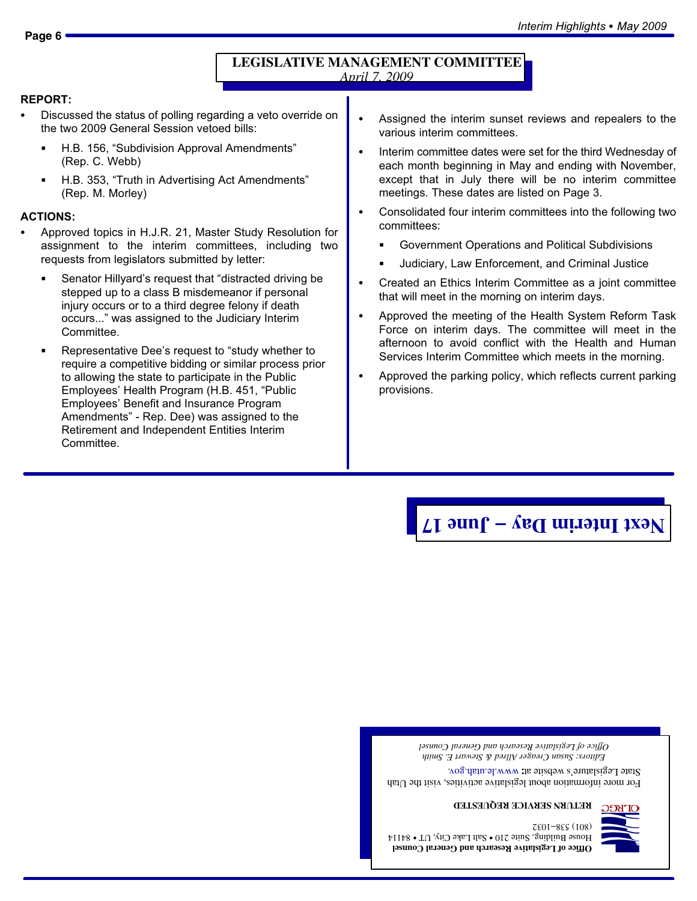## LEGISLATIVE MANAGEMENT COMMITTEE

*April 7, 2009*

**REPORT:**

- Discussed the status of polling regarding a veto override on the two 2009 General Session vetoed bills:
  - H.B. 156, "Subdivision Approval Amendments" (Rep. C. Webb)
  - H.B. 353, "Truth in Advertising Act Amendments" (Rep. M. Morley)

**ACTIONS:**

- Approved topics in H.J.R. 21, Master Study Resolution for assignment to the interim committees, including two requests from legislators submitted by letter:
  - Senator Hillyard's request that "distracted driving be stepped up to a class B misdemeanor if personal injury occurs or to a third degree felony if death occurs..." was assigned to the Judiciary Interim Committee.
  - Representative Dee's request to "study whether to require a competitive bidding or similar process prior to allowing the state to participate in the Public Employees' Health Program (H.B. 451, "Public Employees' Benefit and Insurance Program Amendments" - Rep. Dee) was assigned to the Retirement and Independent Entities Interim Committee.
- Assigned the interim sunset reviews and repealers to the various interim committees.
- Interim committee dates were set for the third Wednesday of each month beginning in May and ending with November, except that in July there will be no interim committee meetings. These dates are listed on Page 3.
- Consolidated four interim committees into the following two committees:
  - Government Operations and Political Subdivisions
  - Judiciary, Law Enforcement, and Criminal Justice
- Created an Ethics Interim Committee as a joint committee that will meet in the morning on interim days.
- Approved the meeting of the Health System Reform Task Force on interim days. The committee will meet in the afternoon to avoid conflict with the Health and Human Services Interim Committee which meets in the morning.
- Approved the parking policy, which reflects current parking provisions.

**Next Interim Day – June 17**

**Office of Legislative Research and General Counsel**
House Building, Suite 210 • Salt Lake City, UT • 84114
(801) 538-1032

OLRGC

**RETURN SERVICE REQUESTED**

For more information about legislative activities, visit the Utah State Legislature's website at: www.le.utah.gov.

*Editors: Susan Creager Allred & Stewart E. Smith*
*Office of Legislative Research and General Counsel*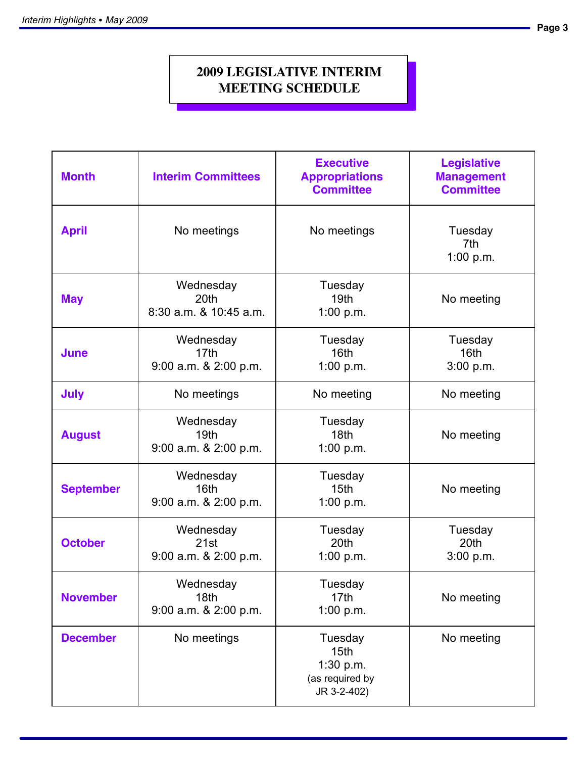# 2009 LEGISLATIVE INTERIM MEETING SCHEDULE

| Month | Interim Committees | Executive Appropriations Committee | Legislative Management Committee |
|---|---|---|---|
| April | No meetings | No meetings | Tuesday 7th 1:00 p.m. |
| May | Wednesday 20th 8:30 a.m. & 10:45 a.m. | Tuesday 19th 1:00 p.m. | No meeting |
| June | Wednesday 17th 9:00 a.m. & 2:00 p.m. | Tuesday 16th 1:00 p.m. | Tuesday 16th 3:00 p.m. |
| July | No meetings | No meeting | No meeting |
| August | Wednesday 19th 9:00 a.m. & 2:00 p.m. | Tuesday 18th 1:00 p.m. | No meeting |
| September | Wednesday 16th 9:00 a.m. & 2:00 p.m. | Tuesday 15th 1:00 p.m. | No meeting |
| October | Wednesday 21st 9:00 a.m. & 2:00 p.m. | Tuesday 20th 1:00 p.m. | Tuesday 20th 3:00 p.m. |
| November | Wednesday 18th 9:00 a.m. & 2:00 p.m. | Tuesday 17th 1:00 p.m. | No meeting |
| December | No meetings | Tuesday 15th 1:30 p.m. (as required by JR 3-2-402) | No meeting |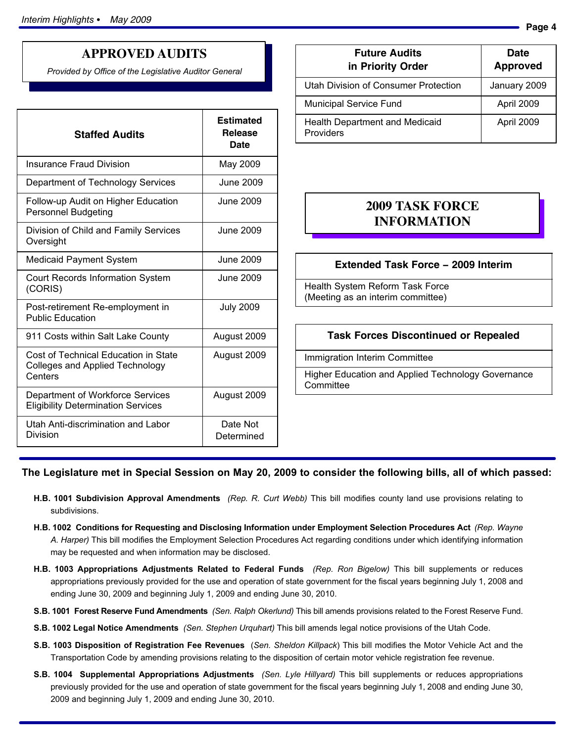## APPROVED AUDITS

*Provided by Office of the Legislative Auditor General*

| Staffed Audits | Estimated Release Date |
| --- | --- |
| Insurance Fraud Division | May 2009 |
| Department of Technology Services | June 2009 |
| Follow-up Audit on Higher Education Personnel Budgeting | June 2009 |
| Division of Child and Family Services Oversight | June 2009 |
| Medicaid Payment System | June 2009 |
| Court Records Information System (CORIS) | June 2009 |
| Post-retirement Re-employment in Public Education | July 2009 |
| 911 Costs within Salt Lake County | August 2009 |
| Cost of Technical Education in State Colleges and Applied Technology Centers | August 2009 |
| Department of Workforce Services Eligibility Determination Services | August 2009 |
| Utah Anti-discrimination and Labor Division | Date Not Determined |

| Future Audits in Priority Order | Date Approved |
| --- | --- |
| Utah Division of Consumer Protection | January 2009 |
| Municipal Service Fund | April 2009 |
| Health Department and Medicaid Providers | April 2009 |

## 2009 TASK FORCE INFORMATION

| Extended Task Force – 2009 Interim |
| --- |
| Health System Reform Task Force (Meeting as an interim committee) |

| Task Forces Discontinued or Repealed |
| --- |
| Immigration Interim Committee |
| Higher Education and Applied Technology Governance Committee |

**The Legislature met in Special Session on May 20, 2009 to consider the following bills, all of which passed:**

**H.B. 1001 Subdivision Approval Amendments** *(Rep. R. Curt Webb)* This bill modifies county land use provisions relating to subdivisions.

**H.B. 1002 Conditions for Requesting and Disclosing Information under Employment Selection Procedures Act** *(Rep. Wayne A. Harper)* This bill modifies the Employment Selection Procedures Act regarding conditions under which identifying information may be requested and when information may be disclosed.

**H.B. 1003 Appropriations Adjustments Related to Federal Funds** *(Rep. Ron Bigelow)* This bill supplements or reduces appropriations previously provided for the use and operation of state government for the fiscal years beginning July 1, 2008 and ending June 30, 2009 and beginning July 1, 2009 and ending June 30, 2010.

**S.B. 1001 Forest Reserve Fund Amendments** *(Sen. Ralph Okerlund)* This bill amends provisions related to the Forest Reserve Fund.

**S.B. 1002 Legal Notice Amendments** *(Sen. Stephen Urquhart)* This bill amends legal notice provisions of the Utah Code.

**S.B. 1003 Disposition of Registration Fee Revenues** (*Sen. Sheldon Killpack*) This bill modifies the Motor Vehicle Act and the Transportation Code by amending provisions relating to the disposition of certain motor vehicle registration fee revenue.

**S.B. 1004 Supplemental Appropriations Adjustments** *(Sen. Lyle Hillyard)* This bill supplements or reduces appropriations previously provided for the use and operation of state government for the fiscal years beginning July 1, 2008 and ending June 30, 2009 and beginning July 1, 2009 and ending June 30, 2010.